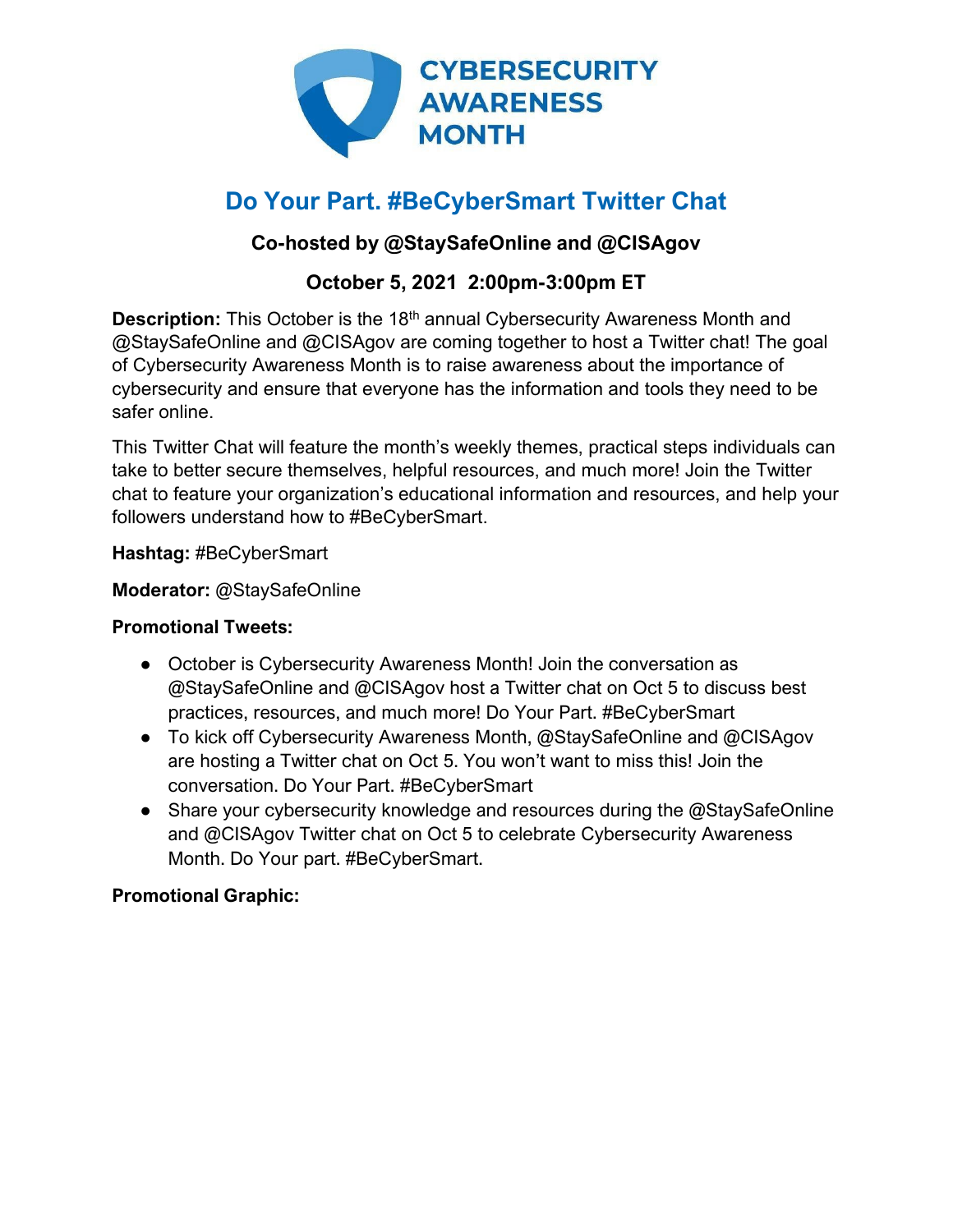# Do Your Part. #BeCyberSmart Twitter Chat

**Co-hosted by @StaySafeOnline and @CISAgov**

**October 5, 2021 2:00pm-3:00pm ET**

**Description:** This October is the 18th annual Cybersecurity Awareness Month and @StaySafeOnline and @CISAgov are coming together to host a Twitter chat! The goal of Cybersecurity Awareness Month is to raise awareness about the importance of cybersecurity and ensure that everyone has the information and tools they need to be safer online.

This Twitter Chat will feature the month's weekly themes, practical steps individuals can take to better secure themselves, helpful resources, and much more! Join the Twitter chat to feature your organization's educational information and resources, and help your followers understand how to #BeCyberSmart.

**Hashtag:** #BeCyberSmart

**Moderator:** @StaySafeOnline

**Promotional Tweets:**

- October is Cybersecurity Awareness Month! Join the conversation as @StaySafeOnline and @CISAgov host a Twitter chat on Oct 5 to discuss best practices, resources, and much more! Do Your Part. #BeCyberSmart
- To kick off Cybersecurity Awareness Month, @StaySafeOnline and @CISAgov are hosting a Twitter chat on Oct 5. You won't want to miss this! Join the conversation. Do Your Part. #BeCyberSmart
- Share your cybersecurity knowledge and resources during the @StaySafeOnline and @CISAgov Twitter chat on Oct 5 to celebrate Cybersecurity Awareness Month. Do Your part. #BeCyberSmart.

**Promotional Graphic:**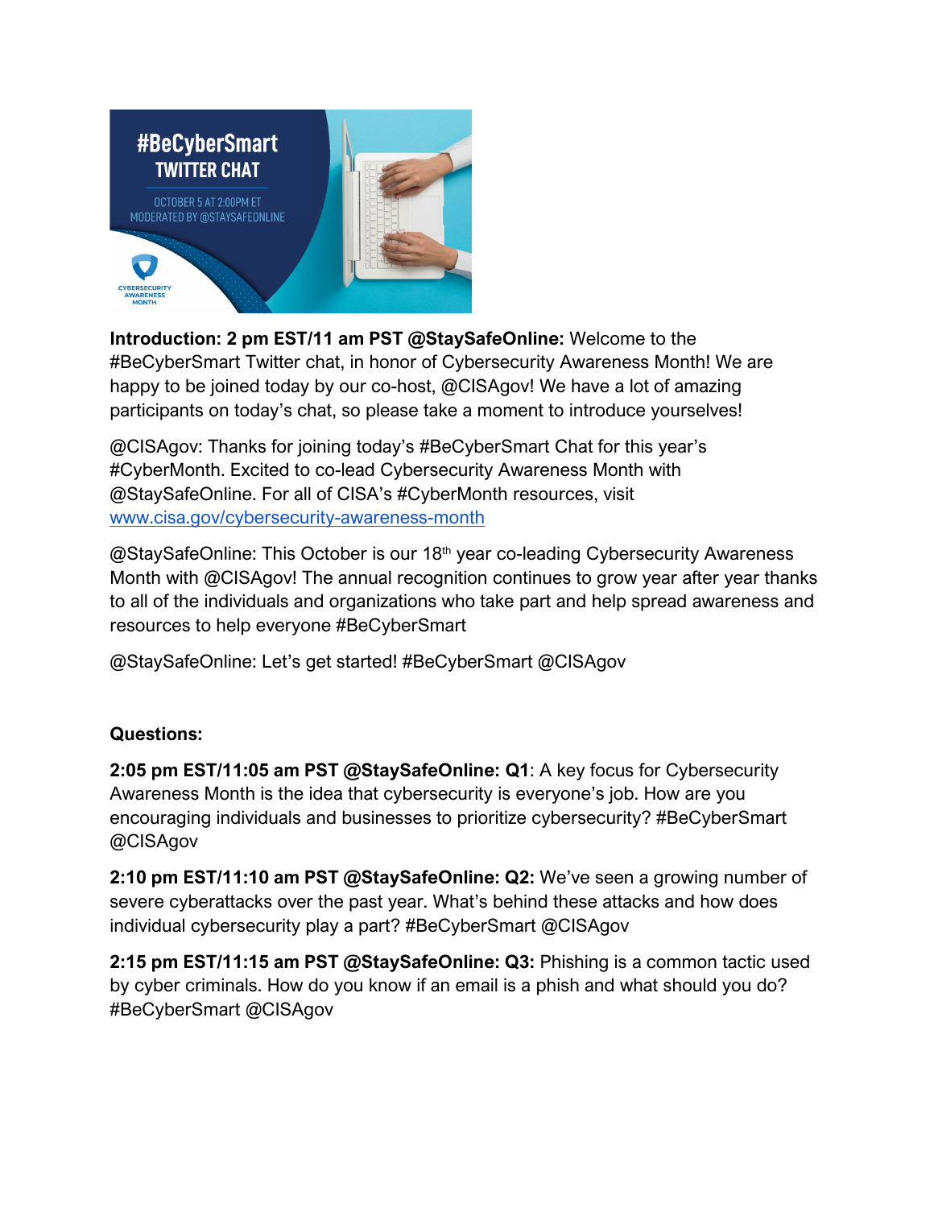**Introduction: 2 pm EST/11 am PST @StaySafeOnline:** Welcome to the #BeCyberSmart Twitter chat, in honor of Cybersecurity Awareness Month! We are happy to be joined today by our co-host, @CISAgov! We have a lot of amazing participants on today's chat, so please take a moment to introduce yourselves!

@CISAgov: Thanks for joining today's #BeCyberSmart Chat for this year's #CyberMonth. Excited to co-lead Cybersecurity Awareness Month with @StaySafeOnline. For all of CISA's #CyberMonth resources, visit www.cisa.gov/cybersecurity-awareness-month

@StaySafeOnline: This October is our 18th year co-leading Cybersecurity Awareness Month with @CISAgov! The annual recognition continues to grow year after year thanks to all of the individuals and organizations who take part and help spread awareness and resources to help everyone #BeCyberSmart

@StaySafeOnline: Let's get started! #BeCyberSmart @CISAgov

**Questions:**

**2:05 pm EST/11:05 am PST @StaySafeOnline: Q1**: A key focus for Cybersecurity Awareness Month is the idea that cybersecurity is everyone's job. How are you encouraging individuals and businesses to prioritize cybersecurity? #BeCyberSmart @CISAgov

**2:10 pm EST/11:10 am PST @StaySafeOnline: Q2:** We've seen a growing number of severe cyberattacks over the past year. What's behind these attacks and how does individual cybersecurity play a part? #BeCyberSmart @CISAgov

**2:15 pm EST/11:15 am PST @StaySafeOnline: Q3:** Phishing is a common tactic used by cyber criminals. How do you know if an email is a phish and what should you do? #BeCyberSmart @CISAgov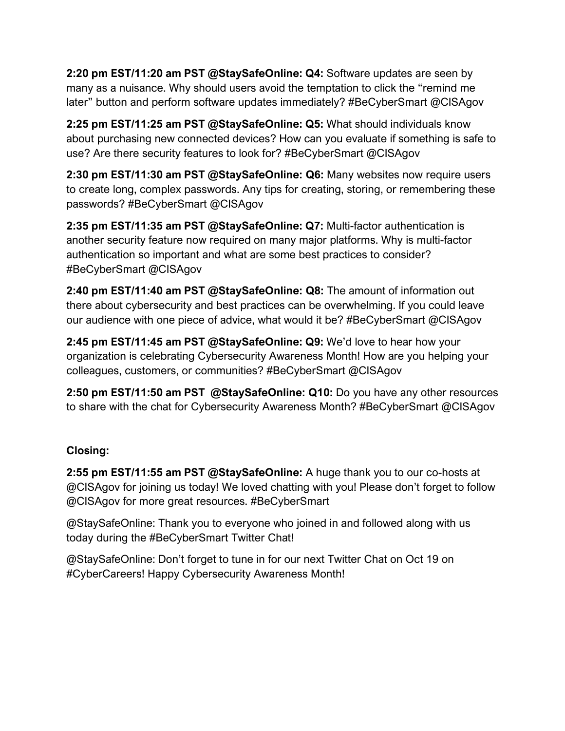**2:20 pm EST/11:20 am PST @StaySafeOnline: Q4:** Software updates are seen by many as a nuisance. Why should users avoid the temptation to click the "remind me later" button and perform software updates immediately? #BeCyberSmart @CISAgov

**2:25 pm EST/11:25 am PST @StaySafeOnline: Q5:** What should individuals know about purchasing new connected devices? How can you evaluate if something is safe to use? Are there security features to look for? #BeCyberSmart @CISAgov

**2:30 pm EST/11:30 am PST @StaySafeOnline: Q6:** Many websites now require users to create long, complex passwords. Any tips for creating, storing, or remembering these passwords? #BeCyberSmart @CISAgov

**2:35 pm EST/11:35 am PST @StaySafeOnline: Q7:** Multi-factor authentication is another security feature now required on many major platforms. Why is multi-factor authentication so important and what are some best practices to consider? #BeCyberSmart @CISAgov

**2:40 pm EST/11:40 am PST @StaySafeOnline: Q8:** The amount of information out there about cybersecurity and best practices can be overwhelming. If you could leave our audience with one piece of advice, what would it be? #BeCyberSmart @CISAgov

**2:45 pm EST/11:45 am PST @StaySafeOnline: Q9:** We'd love to hear how your organization is celebrating Cybersecurity Awareness Month! How are you helping your colleagues, customers, or communities? #BeCyberSmart @CISAgov

**2:50 pm EST/11:50 am PST @StaySafeOnline: Q10:** Do you have any other resources to share with the chat for Cybersecurity Awareness Month? #BeCyberSmart @CISAgov

**Closing:**

**2:55 pm EST/11:55 am PST @StaySafeOnline:** A huge thank you to our co-hosts at @CISAgov for joining us today! We loved chatting with you! Please don't forget to follow @CISAgov for more great resources. #BeCyberSmart

@StaySafeOnline: Thank you to everyone who joined in and followed along with us today during the #BeCyberSmart Twitter Chat!

@StaySafeOnline: Don't forget to tune in for our next Twitter Chat on Oct 19 on #CyberCareers! Happy Cybersecurity Awareness Month!